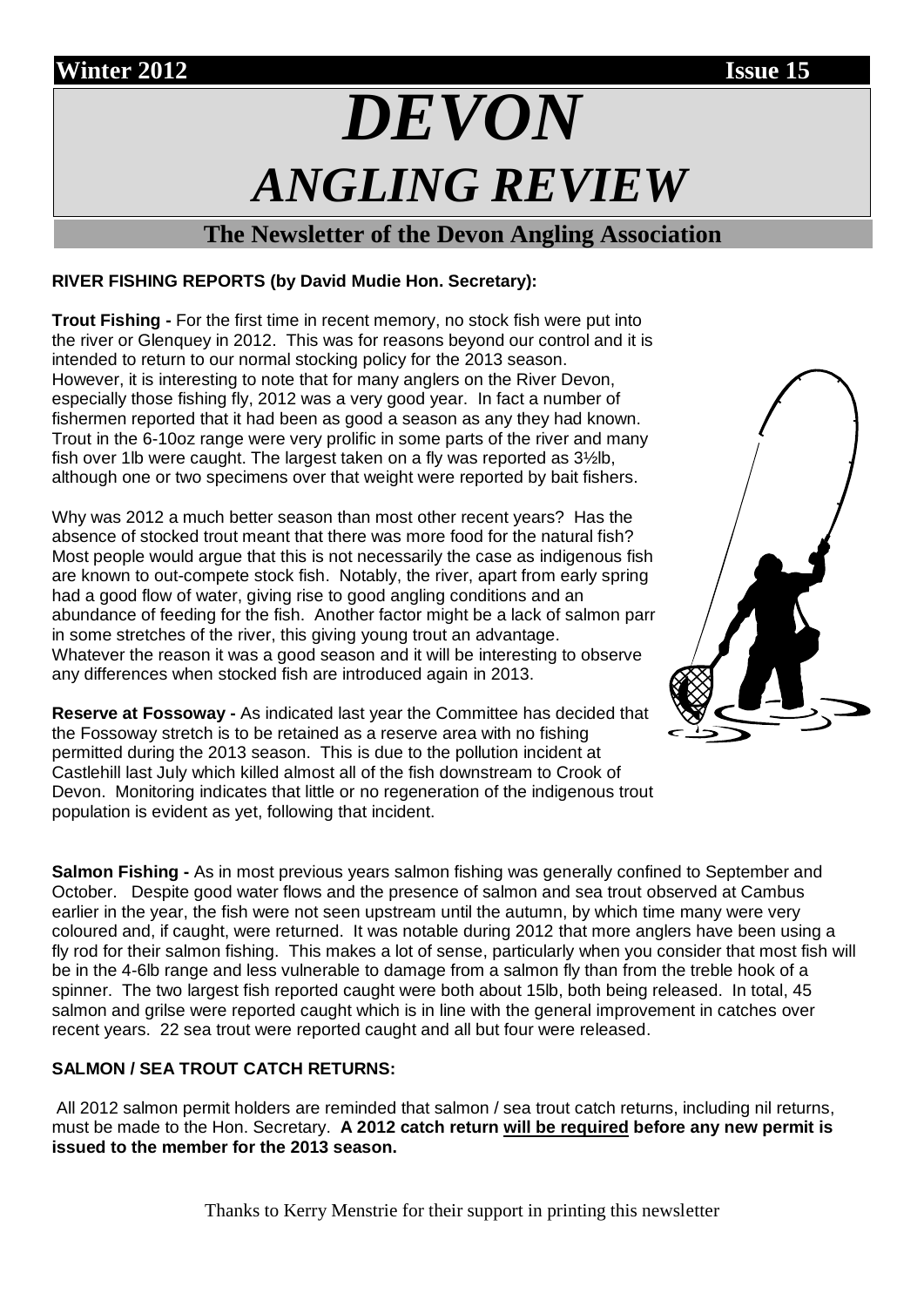**Winter 2012** **Issue 15**

# *DEVON ANGLING REVIEW*

## The Newsletter of the Devon Angling Association

**RIVER FISHING REPORTS (by David Mudie Hon. Secretary):**

**Trout Fishing -** For the first time in recent memory, no stock fish were put into the river or Glenquey in 2012. This was for reasons beyond our control and it is intended to return to our normal stocking policy for the 2013 season. However, it is interesting to note that for many anglers on the River Devon, especially those fishing fly, 2012 was a very good year. In fact a number of fishermen reported that it had been as good a season as any they had known. Trout in the 6-10oz range were very prolific in some parts of the river and many fish over 1lb were caught. The largest taken on a fly was reported as 3½lb, although one or two specimens over that weight were reported by bait fishers.

Why was 2012 a much better season than most other recent years? Has the absence of stocked trout meant that there was more food for the natural fish? Most people would argue that this is not necessarily the case as indigenous fish are known to out-compete stock fish. Notably, the river, apart from early spring had a good flow of water, giving rise to good angling conditions and an abundance of feeding for the fish. Another factor might be a lack of salmon parr in some stretches of the river, this giving young trout an advantage. Whatever the reason it was a good season and it will be interesting to observe any differences when stocked fish are introduced again in 2013.

**Reserve at Fossoway -** As indicated last year the Committee has decided that the Fossoway stretch is to be retained as a reserve area with no fishing permitted during the 2013 season. This is due to the pollution incident at Castlehill last July which killed almost all of the fish downstream to Crook of Devon. Monitoring indicates that little or no regeneration of the indigenous trout population is evident as yet, following that incident.

**Salmon Fishing -** As in most previous years salmon fishing was generally confined to September and October. Despite good water flows and the presence of salmon and sea trout observed at Cambus earlier in the year, the fish were not seen upstream until the autumn, by which time many were very coloured and, if caught, were returned. It was notable during 2012 that more anglers have been using a fly rod for their salmon fishing. This makes a lot of sense, particularly when you consider that most fish will be in the 4-6lb range and less vulnerable to damage from a salmon fly than from the treble hook of a spinner. The two largest fish reported caught were both about 15lb, both being released. In total, 45 salmon and grilse were reported caught which is in line with the general improvement in catches over recent years. 22 sea trout were reported caught and all but four were released.

**SALMON / SEA TROUT CATCH RETURNS:**

All 2012 salmon permit holders are reminded that salmon / sea trout catch returns, including nil returns, must be made to the Hon. Secretary. **A 2012 catch return <u>will be required</u> before any new permit is issued to the member for the 2013 season.**

Thanks to Kerry Menstrie for their support in printing this newsletter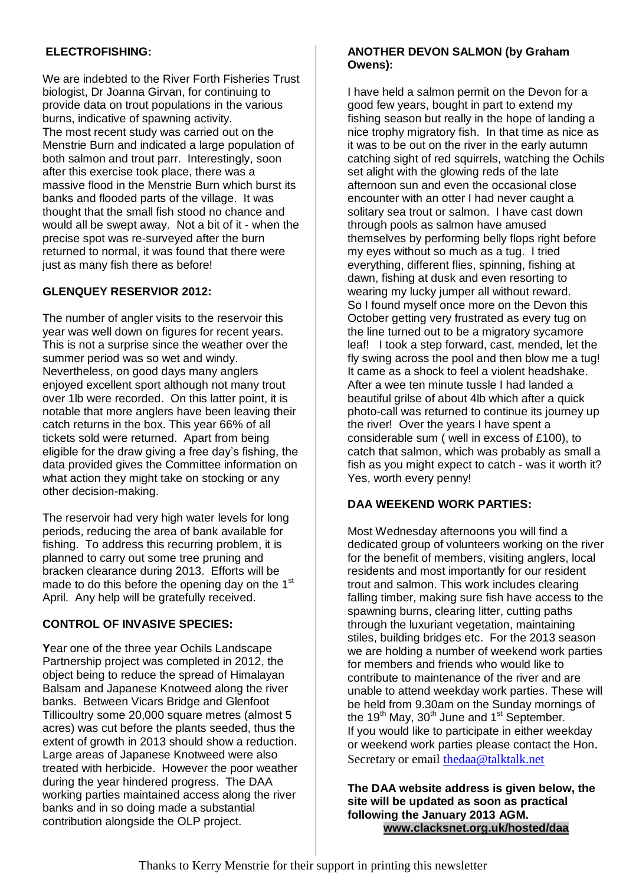## ELECTROFISHING:

We are indebted to the River Forth Fisheries Trust biologist, Dr Joanna Girvan, for continuing to provide data on trout populations in the various burns, indicative of spawning activity.
The most recent study was carried out on the Menstrie Burn and indicated a large population of both salmon and trout parr. Interestingly, soon after this exercise took place, there was a massive flood in the Menstrie Burn which burst its banks and flooded parts of the village. It was thought that the small fish stood no chance and would all be swept away. Not a bit of it - when the precise spot was re-surveyed after the burn returned to normal, it was found that there were just as many fish there as before!

## GLENQUEY RESERVIOR 2012:

The number of angler visits to the reservoir this year was well down on figures for recent years. This is not a surprise since the weather over the summer period was so wet and windy. Nevertheless, on good days many anglers enjoyed excellent sport although not many trout over 1lb were recorded. On this latter point, it is notable that more anglers have been leaving their catch returns in the box. This year 66% of all tickets sold were returned. Apart from being eligible for the draw giving a free day's fishing, the data provided gives the Committee information on what action they might take on stocking or any other decision-making.

The reservoir had very high water levels for long periods, reducing the area of bank available for fishing. To address this recurring problem, it is planned to carry out some tree pruning and bracken clearance during 2013. Efforts will be made to do this before the opening day on the 1st April. Any help will be gratefully received.

## CONTROL OF INVASIVE SPECIES:

**Y**ear one of the three year Ochils Landscape Partnership project was completed in 2012, the object being to reduce the spread of Himalayan Balsam and Japanese Knotweed along the river banks. Between Vicars Bridge and Glenfoot Tillicoultry some 20,000 square metres (almost 5 acres) was cut before the plants seeded, thus the extent of growth in 2013 should show a reduction. Large areas of Japanese Knotweed were also treated with herbicide. However the poor weather during the year hindered progress. The DAA working parties maintained access along the river banks and in so doing made a substantial contribution alongside the OLP project.

## ANOTHER DEVON SALMON (by Graham Owens):

I have held a salmon permit on the Devon for a good few years, bought in part to extend my fishing season but really in the hope of landing a nice trophy migratory fish. In that time as nice as it was to be out on the river in the early autumn catching sight of red squirrels, watching the Ochils set alight with the glowing reds of the late afternoon sun and even the occasional close encounter with an otter I had never caught a solitary sea trout or salmon. I have cast down through pools as salmon have amused themselves by performing belly flops right before my eyes without so much as a tug. I tried everything, different flies, spinning, fishing at dawn, fishing at dusk and even resorting to wearing my lucky jumper all without reward.
So I found myself once more on the Devon this October getting very frustrated as every tug on the line turned out to be a migratory sycamore leaf! I took a step forward, cast, mended, let the fly swing across the pool and then blow me a tug! It came as a shock to feel a violent headshake. After a wee ten minute tussle I had landed a beautiful grilse of about 4lb which after a quick photo-call was returned to continue its journey up the river! Over the years I have spent a considerable sum ( well in excess of £100), to catch that salmon, which was probably as small a fish as you might expect to catch - was it worth it? Yes, worth every penny!

## DAA WEEKEND WORK PARTIES:

Most Wednesday afternoons you will find a dedicated group of volunteers working on the river for the benefit of members, visiting anglers, local residents and most importantly for our resident trout and salmon. This work includes clearing falling timber, making sure fish have access to the spawning burns, clearing litter, cutting paths through the luxuriant vegetation, maintaining stiles, building bridges etc. For the 2013 season we are holding a number of weekend work parties for members and friends who would like to contribute to maintenance of the river and are unable to attend weekday work parties. These will be held from 9.30am on the Sunday mornings of the 19th May, 30th June and 1st September.
If you would like to participate in either weekday or weekend work parties please contact the Hon. Secretary or email thedaa@talktalk.net

**The DAA website address is given below, the site will be updated as soon as practical following the January 2013 AGM.**
**www.clacksnet.org.uk/hosted/daa**

Thanks to Kerry Menstrie for their support in printing this newsletter